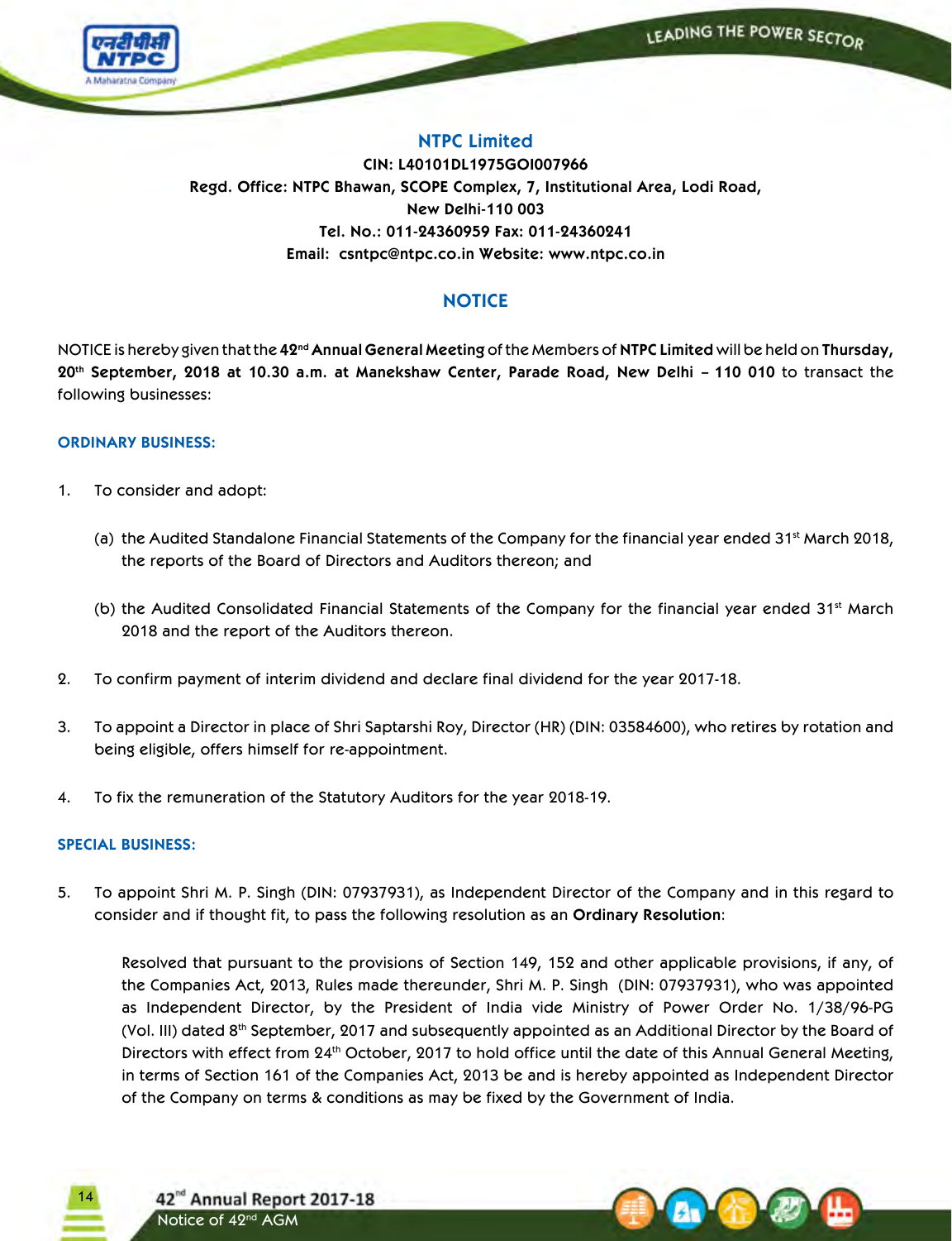# NTPC Limited

**CIN: L40101DL1975GOI007966**
**Regd. Office: NTPC Bhawan, SCOPE Complex, 7, Institutional Area, Lodi Road, New Delhi-110 003**
**Tel. No.: 011-24360959 Fax: 011-24360241**
**Email: csntpc@ntpc.co.in Website: www.ntpc.co.in**

## NOTICE

NOTICE is hereby given that the **42nd Annual General Meeting** of the Members of **NTPC Limited** will be held on **Thursday, 20th September, 2018 at 10.30 a.m. at Manekshaw Center, Parade Road, New Delhi – 110 010** to transact the following businesses:

### ORDINARY BUSINESS:

1. To consider and adopt:

   (a) the Audited Standalone Financial Statements of the Company for the financial year ended 31st March 2018, the reports of the Board of Directors and Auditors thereon; and

   (b) the Audited Consolidated Financial Statements of the Company for the financial year ended 31st March 2018 and the report of the Auditors thereon.

2. To confirm payment of interim dividend and declare final dividend for the year 2017-18.

3. To appoint a Director in place of Shri Saptarshi Roy, Director (HR) (DIN: 03584600), who retires by rotation and being eligible, offers himself for re-appointment.

4. To fix the remuneration of the Statutory Auditors for the year 2018-19.

### SPECIAL BUSINESS:

5. To appoint Shri M. P. Singh (DIN: 07937931), as Independent Director of the Company and in this regard to consider and if thought fit, to pass the following resolution as an **Ordinary Resolution**:

   Resolved that pursuant to the provisions of Section 149, 152 and other applicable provisions, if any, of the Companies Act, 2013, Rules made thereunder, Shri M. P. Singh (DIN: 07937931), who was appointed as Independent Director, by the President of India vide Ministry of Power Order No. 1/38/96-PG (Vol. III) dated 8th September, 2017 and subsequently appointed as an Additional Director by the Board of Directors with effect from 24th October, 2017 to hold office until the date of this Annual General Meeting, in terms of Section 161 of the Companies Act, 2013 be and is hereby appointed as Independent Director of the Company on terms & conditions as may be fixed by the Government of India.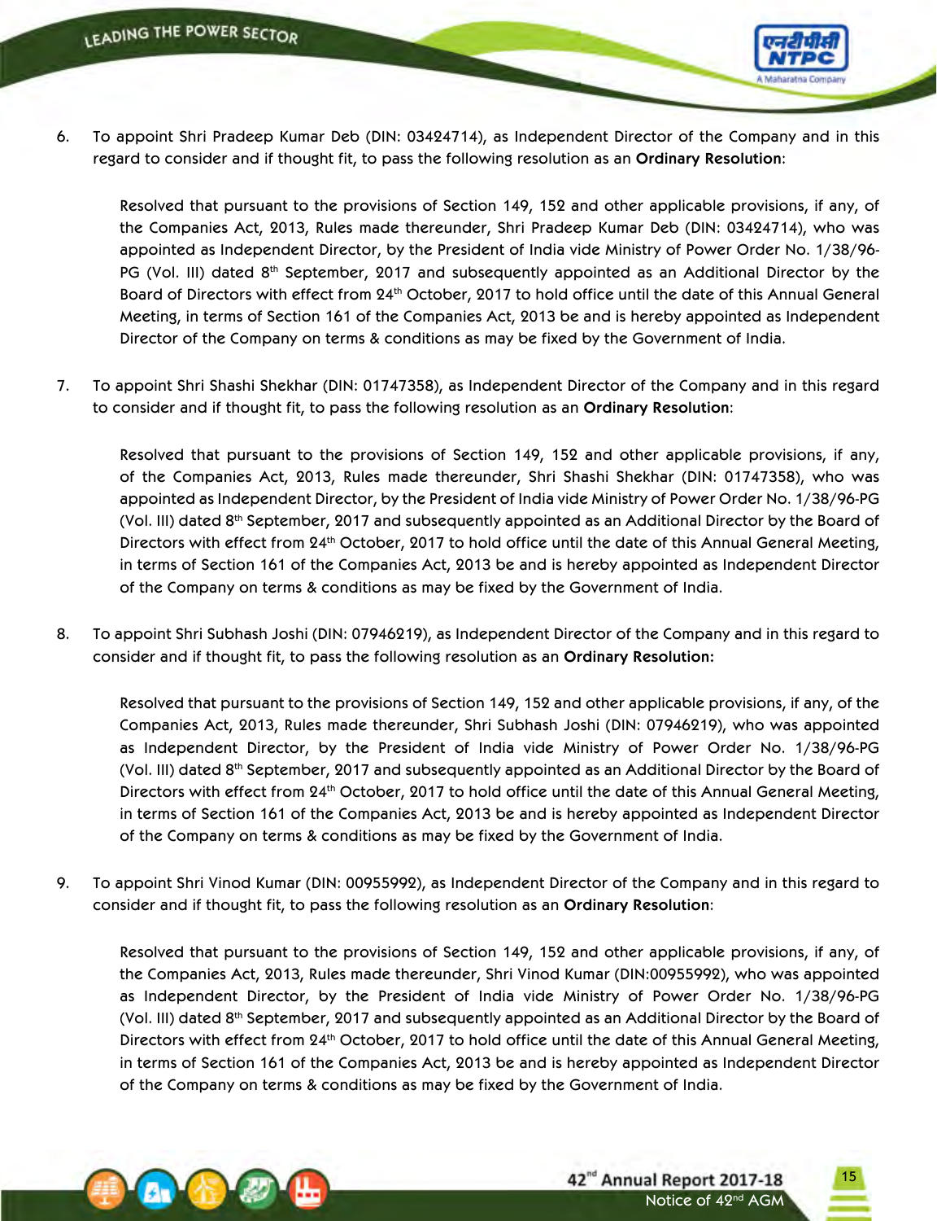6. To appoint Shri Pradeep Kumar Deb (DIN: 03424714), as Independent Director of the Company and in this regard to consider and if thought fit, to pass the following resolution as an **Ordinary Resolution**:

   Resolved that pursuant to the provisions of Section 149, 152 and other applicable provisions, if any, of the Companies Act, 2013, Rules made thereunder, Shri Pradeep Kumar Deb (DIN: 03424714), who was appointed as Independent Director, by the President of India vide Ministry of Power Order No. 1/38/96-PG (Vol. III) dated 8th September, 2017 and subsequently appointed as an Additional Director by the Board of Directors with effect from 24th October, 2017 to hold office until the date of this Annual General Meeting, in terms of Section 161 of the Companies Act, 2013 be and is hereby appointed as Independent Director of the Company on terms & conditions as may be fixed by the Government of India.

7. To appoint Shri Shashi Shekhar (DIN: 01747358), as Independent Director of the Company and in this regard to consider and if thought fit, to pass the following resolution as an **Ordinary Resolution**:

   Resolved that pursuant to the provisions of Section 149, 152 and other applicable provisions, if any, of the Companies Act, 2013, Rules made thereunder, Shri Shashi Shekhar (DIN: 01747358), who was appointed as Independent Director, by the President of India vide Ministry of Power Order No. 1/38/96-PG (Vol. III) dated 8th September, 2017 and subsequently appointed as an Additional Director by the Board of Directors with effect from 24th October, 2017 to hold office until the date of this Annual General Meeting, in terms of Section 161 of the Companies Act, 2013 be and is hereby appointed as Independent Director of the Company on terms & conditions as may be fixed by the Government of India.

8. To appoint Shri Subhash Joshi (DIN: 07946219), as Independent Director of the Company and in this regard to consider and if thought fit, to pass the following resolution as an **Ordinary Resolution:**

   Resolved that pursuant to the provisions of Section 149, 152 and other applicable provisions, if any, of the Companies Act, 2013, Rules made thereunder, Shri Subhash Joshi (DIN: 07946219), who was appointed as Independent Director, by the President of India vide Ministry of Power Order No. 1/38/96-PG (Vol. III) dated 8th September, 2017 and subsequently appointed as an Additional Director by the Board of Directors with effect from 24th October, 2017 to hold office until the date of this Annual General Meeting, in terms of Section 161 of the Companies Act, 2013 be and is hereby appointed as Independent Director of the Company on terms & conditions as may be fixed by the Government of India.

9. To appoint Shri Vinod Kumar (DIN: 00955992), as Independent Director of the Company and in this regard to consider and if thought fit, to pass the following resolution as an **Ordinary Resolution**:

   Resolved that pursuant to the provisions of Section 149, 152 and other applicable provisions, if any, of the Companies Act, 2013, Rules made thereunder, Shri Vinod Kumar (DIN:00955992), who was appointed as Independent Director, by the President of India vide Ministry of Power Order No. 1/38/96-PG (Vol. III) dated 8th September, 2017 and subsequently appointed as an Additional Director by the Board of Directors with effect from 24th October, 2017 to hold office until the date of this Annual General Meeting, in terms of Section 161 of the Companies Act, 2013 be and is hereby appointed as Independent Director of the Company on terms & conditions as may be fixed by the Government of India.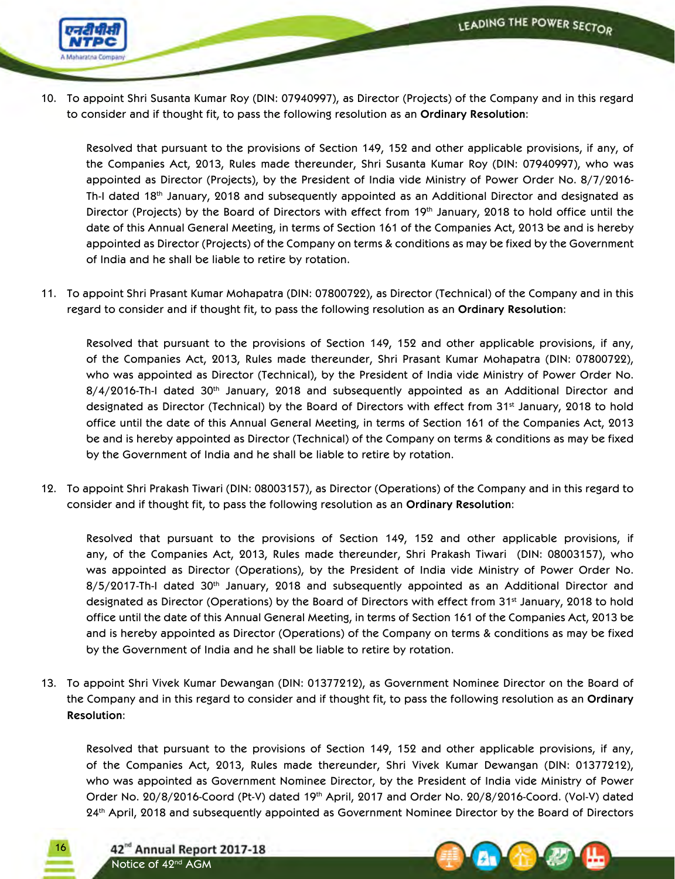10. To appoint Shri Susanta Kumar Roy (DIN: 07940997), as Director (Projects) of the Company and in this regard to consider and if thought fit, to pass the following resolution as an **Ordinary Resolution**:

    Resolved that pursuant to the provisions of Section 149, 152 and other applicable provisions, if any, of the Companies Act, 2013, Rules made thereunder, Shri Susanta Kumar Roy (DIN: 07940997), who was appointed as Director (Projects), by the President of India vide Ministry of Power Order No. 8/7/2016-Th-I dated 18th January, 2018 and subsequently appointed as an Additional Director and designated as Director (Projects) by the Board of Directors with effect from 19th January, 2018 to hold office until the date of this Annual General Meeting, in terms of Section 161 of the Companies Act, 2013 be and is hereby appointed as Director (Projects) of the Company on terms & conditions as may be fixed by the Government of India and he shall be liable to retire by rotation.

11. To appoint Shri Prasant Kumar Mohapatra (DIN: 07800722), as Director (Technical) of the Company and in this regard to consider and if thought fit, to pass the following resolution as an **Ordinary Resolution**:

    Resolved that pursuant to the provisions of Section 149, 152 and other applicable provisions, if any, of the Companies Act, 2013, Rules made thereunder, Shri Prasant Kumar Mohapatra (DIN: 07800722), who was appointed as Director (Technical), by the President of India vide Ministry of Power Order No. 8/4/2016-Th-I dated 30th January, 2018 and subsequently appointed as an Additional Director and designated as Director (Technical) by the Board of Directors with effect from 31st January, 2018 to hold office until the date of this Annual General Meeting, in terms of Section 161 of the Companies Act, 2013 be and is hereby appointed as Director (Technical) of the Company on terms & conditions as may be fixed by the Government of India and he shall be liable to retire by rotation.

12. To appoint Shri Prakash Tiwari (DIN: 08003157), as Director (Operations) of the Company and in this regard to consider and if thought fit, to pass the following resolution as an **Ordinary Resolution**:

    Resolved that pursuant to the provisions of Section 149, 152 and other applicable provisions, if any, of the Companies Act, 2013, Rules made thereunder, Shri Prakash Tiwari (DIN: 08003157), who was appointed as Director (Operations), by the President of India vide Ministry of Power Order No. 8/5/2017-Th-I dated 30th January, 2018 and subsequently appointed as an Additional Director and designated as Director (Operations) by the Board of Directors with effect from 31st January, 2018 to hold office until the date of this Annual General Meeting, in terms of Section 161 of the Companies Act, 2013 be and is hereby appointed as Director (Operations) of the Company on terms & conditions as may be fixed by the Government of India and he shall be liable to retire by rotation.

13. To appoint Shri Vivek Kumar Dewangan (DIN: 01377212), as Government Nominee Director on the Board of the Company and in this regard to consider and if thought fit, to pass the following resolution as an **Ordinary Resolution**:

    Resolved that pursuant to the provisions of Section 149, 152 and other applicable provisions, if any, of the Companies Act, 2013, Rules made thereunder, Shri Vivek Kumar Dewangan (DIN: 01377212), who was appointed as Government Nominee Director, by the President of India vide Ministry of Power Order No. 20/8/2016-Coord (Pt-V) dated 19th April, 2017 and Order No. 20/8/2016-Coord. (Vol-V) dated 24th April, 2018 and subsequently appointed as Government Nominee Director by the Board of Directors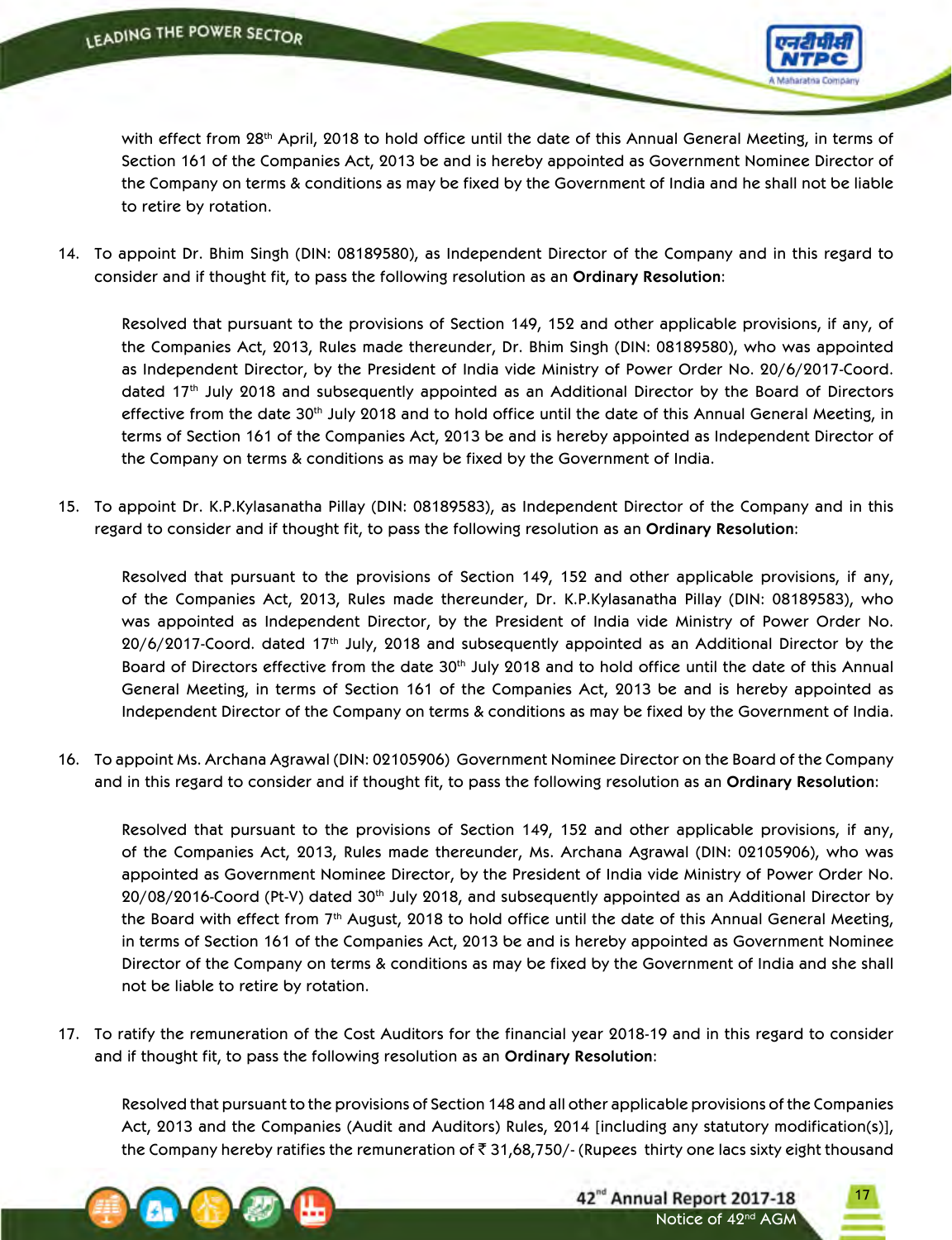with effect from 28th April, 2018 to hold office until the date of this Annual General Meeting, in terms of Section 161 of the Companies Act, 2013 be and is hereby appointed as Government Nominee Director of the Company on terms & conditions as may be fixed by the Government of India and he shall not be liable to retire by rotation.

14. To appoint Dr. Bhim Singh (DIN: 08189580), as Independent Director of the Company and in this regard to consider and if thought fit, to pass the following resolution as an **Ordinary Resolution**:

    Resolved that pursuant to the provisions of Section 149, 152 and other applicable provisions, if any, of the Companies Act, 2013, Rules made thereunder, Dr. Bhim Singh (DIN: 08189580), who was appointed as Independent Director, by the President of India vide Ministry of Power Order No. 20/6/2017-Coord. dated 17th July 2018 and subsequently appointed as an Additional Director by the Board of Directors effective from the date 30th July 2018 and to hold office until the date of this Annual General Meeting, in terms of Section 161 of the Companies Act, 2013 be and is hereby appointed as Independent Director of the Company on terms & conditions as may be fixed by the Government of India.

15. To appoint Dr. K.P.Kylasanatha Pillay (DIN: 08189583), as Independent Director of the Company and in this regard to consider and if thought fit, to pass the following resolution as an **Ordinary Resolution**:

    Resolved that pursuant to the provisions of Section 149, 152 and other applicable provisions, if any, of the Companies Act, 2013, Rules made thereunder, Dr. K.P.Kylasanatha Pillay (DIN: 08189583), who was appointed as Independent Director, by the President of India vide Ministry of Power Order No. 20/6/2017-Coord. dated 17th July, 2018 and subsequently appointed as an Additional Director by the Board of Directors effective from the date 30th July 2018 and to hold office until the date of this Annual General Meeting, in terms of Section 161 of the Companies Act, 2013 be and is hereby appointed as Independent Director of the Company on terms & conditions as may be fixed by the Government of India.

16. To appoint Ms. Archana Agrawal (DIN: 02105906) Government Nominee Director on the Board of the Company and in this regard to consider and if thought fit, to pass the following resolution as an **Ordinary Resolution**:

    Resolved that pursuant to the provisions of Section 149, 152 and other applicable provisions, if any, of the Companies Act, 2013, Rules made thereunder, Ms. Archana Agrawal (DIN: 02105906), who was appointed as Government Nominee Director, by the President of India vide Ministry of Power Order No. 20/08/2016-Coord (Pt-V) dated 30th July 2018, and subsequently appointed as an Additional Director by the Board with effect from 7th August, 2018 to hold office until the date of this Annual General Meeting, in terms of Section 161 of the Companies Act, 2013 be and is hereby appointed as Government Nominee Director of the Company on terms & conditions as may be fixed by the Government of India and she shall not be liable to retire by rotation.

17. To ratify the remuneration of the Cost Auditors for the financial year 2018-19 and in this regard to consider and if thought fit, to pass the following resolution as an **Ordinary Resolution**:

    Resolved that pursuant to the provisions of Section 148 and all other applicable provisions of the Companies Act, 2013 and the Companies (Audit and Auditors) Rules, 2014 [including any statutory modification(s)], the Company hereby ratifies the remuneration of ₹ 31,68,750/- (Rupees thirty one lacs sixty eight thousand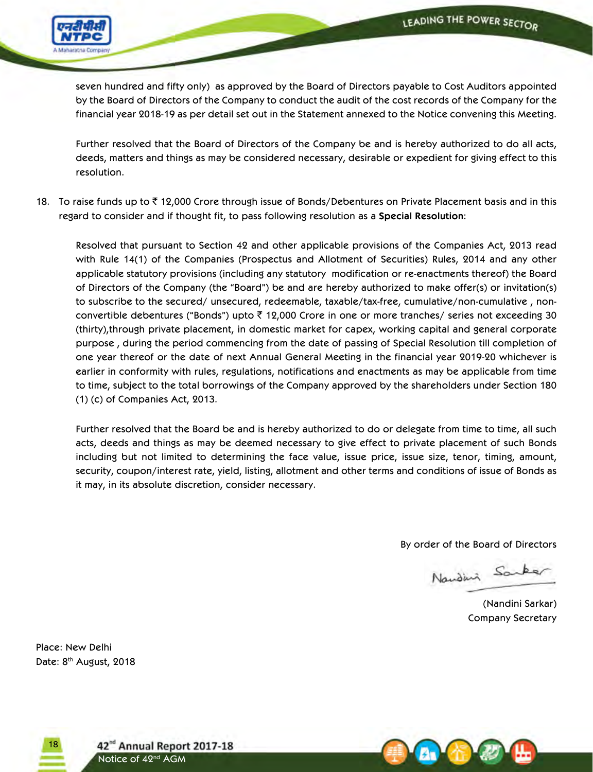seven hundred and fifty only) as approved by the Board of Directors payable to Cost Auditors appointed by the Board of Directors of the Company to conduct the audit of the cost records of the Company for the financial year 2018-19 as per detail set out in the Statement annexed to the Notice convening this Meeting.

Further resolved that the Board of Directors of the Company be and is hereby authorized to do all acts, deeds, matters and things as may be considered necessary, desirable or expedient for giving effect to this resolution.

18. To raise funds up to ₹ 12,000 Crore through issue of Bonds/Debentures on Private Placement basis and in this regard to consider and if thought fit, to pass following resolution as a **Special Resolution**:

Resolved that pursuant to Section 42 and other applicable provisions of the Companies Act, 2013 read with Rule 14(1) of the Companies (Prospectus and Allotment of Securities) Rules, 2014 and any other applicable statutory provisions (including any statutory modification or re-enactments thereof) the Board of Directors of the Company (the "Board") be and are hereby authorized to make offer(s) or invitation(s) to subscribe to the secured/ unsecured, redeemable, taxable/tax-free, cumulative/non-cumulative , non-convertible debentures ("Bonds") upto ₹ 12,000 Crore in one or more tranches/ series not exceeding 30 (thirty),through private placement, in domestic market for capex, working capital and general corporate purpose , during the period commencing from the date of passing of Special Resolution till completion of one year thereof or the date of next Annual General Meeting in the financial year 2019-20 whichever is earlier in conformity with rules, regulations, notifications and enactments as may be applicable from time to time, subject to the total borrowings of the Company approved by the shareholders under Section 180 (1) (c) of Companies Act, 2013.

Further resolved that the Board be and is hereby authorized to do or delegate from time to time, all such acts, deeds and things as may be deemed necessary to give effect to private placement of such Bonds including but not limited to determining the face value, issue price, issue size, tenor, timing, amount, security, coupon/interest rate, yield, listing, allotment and other terms and conditions of issue of Bonds as it may, in its absolute discretion, consider necessary.

By order of the Board of Directors

(Nandini Sarkar)
Company Secretary

Place: New Delhi
Date: 8th August, 2018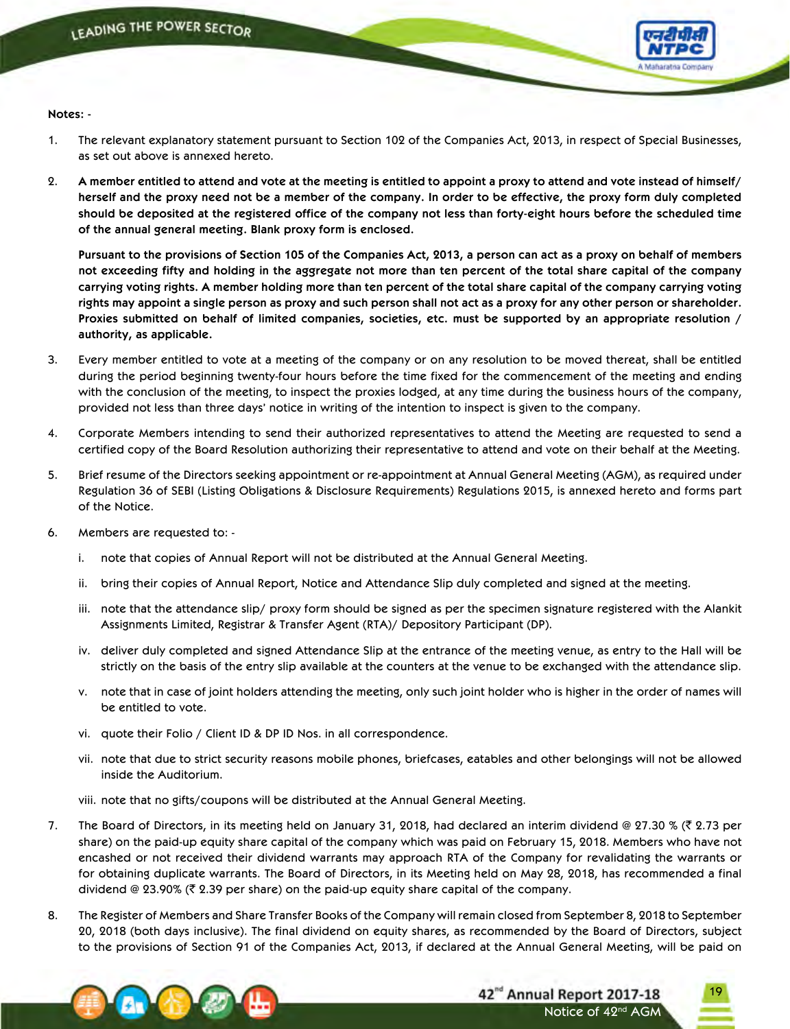**Notes: -**

1. The relevant explanatory statement pursuant to Section 102 of the Companies Act, 2013, in respect of Special Businesses, as set out above is annexed hereto.

2. **A member entitled to attend and vote at the meeting is entitled to appoint a proxy to attend and vote instead of himself/ herself and the proxy need not be a member of the company. In order to be effective, the proxy form duly completed should be deposited at the registered office of the company not less than forty-eight hours before the scheduled time of the annual general meeting. Blank proxy form is enclosed.**

   **Pursuant to the provisions of Section 105 of the Companies Act, 2013, a person can act as a proxy on behalf of members not exceeding fifty and holding in the aggregate not more than ten percent of the total share capital of the company carrying voting rights. A member holding more than ten percent of the total share capital of the company carrying voting rights may appoint a single person as proxy and such person shall not act as a proxy for any other person or shareholder. Proxies submitted on behalf of limited companies, societies, etc. must be supported by an appropriate resolution / authority, as applicable.**

3. Every member entitled to vote at a meeting of the company or on any resolution to be moved thereat, shall be entitled during the period beginning twenty-four hours before the time fixed for the commencement of the meeting and ending with the conclusion of the meeting, to inspect the proxies lodged, at any time during the business hours of the company, provided not less than three days' notice in writing of the intention to inspect is given to the company.

4. Corporate Members intending to send their authorized representatives to attend the Meeting are requested to send a certified copy of the Board Resolution authorizing their representative to attend and vote on their behalf at the Meeting.

5. Brief resume of the Directors seeking appointment or re-appointment at Annual General Meeting (AGM), as required under Regulation 36 of SEBI (Listing Obligations & Disclosure Requirements) Regulations 2015, is annexed hereto and forms part of the Notice.

6. Members are requested to: -

   i. note that copies of Annual Report will not be distributed at the Annual General Meeting.

   ii. bring their copies of Annual Report, Notice and Attendance Slip duly completed and signed at the meeting.

   iii. note that the attendance slip/ proxy form should be signed as per the specimen signature registered with the Alankit Assignments Limited, Registrar & Transfer Agent (RTA)/ Depository Participant (DP).

   iv. deliver duly completed and signed Attendance Slip at the entrance of the meeting venue, as entry to the Hall will be strictly on the basis of the entry slip available at the counters at the venue to be exchanged with the attendance slip.

   v. note that in case of joint holders attending the meeting, only such joint holder who is higher in the order of names will be entitled to vote.

   vi. quote their Folio / Client ID & DP ID Nos. in all correspondence.

   vii. note that due to strict security reasons mobile phones, briefcases, eatables and other belongings will not be allowed inside the Auditorium.

   viii. note that no gifts/coupons will be distributed at the Annual General Meeting.

7. The Board of Directors, in its meeting held on January 31, 2018, had declared an interim dividend @ 27.30 % (₹ 2.73 per share) on the paid-up equity share capital of the company which was paid on February 15, 2018. Members who have not encashed or not received their dividend warrants may approach RTA of the Company for revalidating the warrants or for obtaining duplicate warrants. The Board of Directors, in its Meeting held on May 28, 2018, has recommended a final dividend @ 23.90% (₹ 2.39 per share) on the paid-up equity share capital of the company.

8. The Register of Members and Share Transfer Books of the Company will remain closed from September 8, 2018 to September 20, 2018 (both days inclusive). The final dividend on equity shares, as recommended by the Board of Directors, subject to the provisions of Section 91 of the Companies Act, 2013, if declared at the Annual General Meeting, will be paid on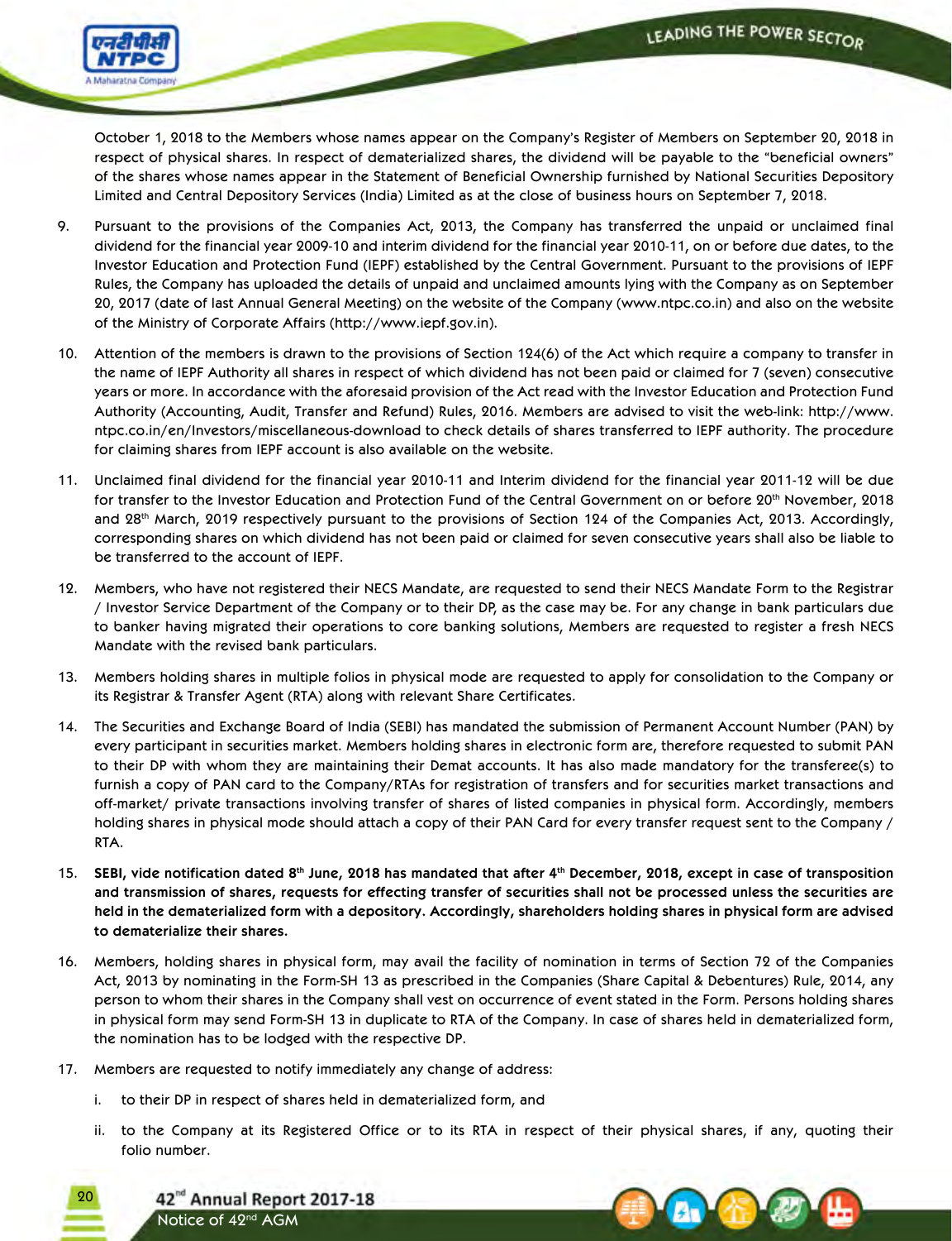October 1, 2018 to the Members whose names appear on the Company's Register of Members on September 20, 2018 in respect of physical shares. In respect of dematerialized shares, the dividend will be payable to the "beneficial owners" of the shares whose names appear in the Statement of Beneficial Ownership furnished by National Securities Depository Limited and Central Depository Services (India) Limited as at the close of business hours on September 7, 2018.

9. Pursuant to the provisions of the Companies Act, 2013, the Company has transferred the unpaid or unclaimed final dividend for the financial year 2009-10 and interim dividend for the financial year 2010-11, on or before due dates, to the Investor Education and Protection Fund (IEPF) established by the Central Government. Pursuant to the provisions of IEPF Rules, the Company has uploaded the details of unpaid and unclaimed amounts lying with the Company as on September 20, 2017 (date of last Annual General Meeting) on the website of the Company (www.ntpc.co.in) and also on the website of the Ministry of Corporate Affairs (http://www.iepf.gov.in).

10. Attention of the members is drawn to the provisions of Section 124(6) of the Act which require a company to transfer in the name of IEPF Authority all shares in respect of which dividend has not been paid or claimed for 7 (seven) consecutive years or more. In accordance with the aforesaid provision of the Act read with the Investor Education and Protection Fund Authority (Accounting, Audit, Transfer and Refund) Rules, 2016. Members are advised to visit the web-link: http://www.ntpc.co.in/en/Investors/miscellaneous-download to check details of shares transferred to IEPF authority. The procedure for claiming shares from IEPF account is also available on the website.

11. Unclaimed final dividend for the financial year 2010-11 and Interim dividend for the financial year 2011-12 will be due for transfer to the Investor Education and Protection Fund of the Central Government on or before 20th November, 2018 and 28th March, 2019 respectively pursuant to the provisions of Section 124 of the Companies Act, 2013. Accordingly, corresponding shares on which dividend has not been paid or claimed for seven consecutive years shall also be liable to be transferred to the account of IEPF.

12. Members, who have not registered their NECS Mandate, are requested to send their NECS Mandate Form to the Registrar / Investor Service Department of the Company or to their DP, as the case may be. For any change in bank particulars due to banker having migrated their operations to core banking solutions, Members are requested to register a fresh NECS Mandate with the revised bank particulars.

13. Members holding shares in multiple folios in physical mode are requested to apply for consolidation to the Company or its Registrar & Transfer Agent (RTA) along with relevant Share Certificates.

14. The Securities and Exchange Board of India (SEBI) has mandated the submission of Permanent Account Number (PAN) by every participant in securities market. Members holding shares in electronic form are, therefore requested to submit PAN to their DP with whom they are maintaining their Demat accounts. It has also made mandatory for the transferee(s) to furnish a copy of PAN card to the Company/RTAs for registration of transfers and for securities market transactions and off-market/ private transactions involving transfer of shares of listed companies in physical form. Accordingly, members holding shares in physical mode should attach a copy of their PAN Card for every transfer request sent to the Company / RTA.

15. **SEBI, vide notification dated 8th June, 2018 has mandated that after 4th December, 2018, except in case of transposition and transmission of shares, requests for effecting transfer of securities shall not be processed unless the securities are held in the dematerialized form with a depository. Accordingly, shareholders holding shares in physical form are advised to dematerialize their shares.**

16. Members, holding shares in physical form, may avail the facility of nomination in terms of Section 72 of the Companies Act, 2013 by nominating in the Form-SH 13 as prescribed in the Companies (Share Capital & Debentures) Rule, 2014, any person to whom their shares in the Company shall vest on occurrence of event stated in the Form. Persons holding shares in physical form may send Form-SH 13 in duplicate to RTA of the Company. In case of shares held in dematerialized form, the nomination has to be lodged with the respective DP.

17. Members are requested to notify immediately any change of address:

    i. to their DP in respect of shares held in dematerialized form, and

    ii. to the Company at its Registered Office or to its RTA in respect of their physical shares, if any, quoting their folio number.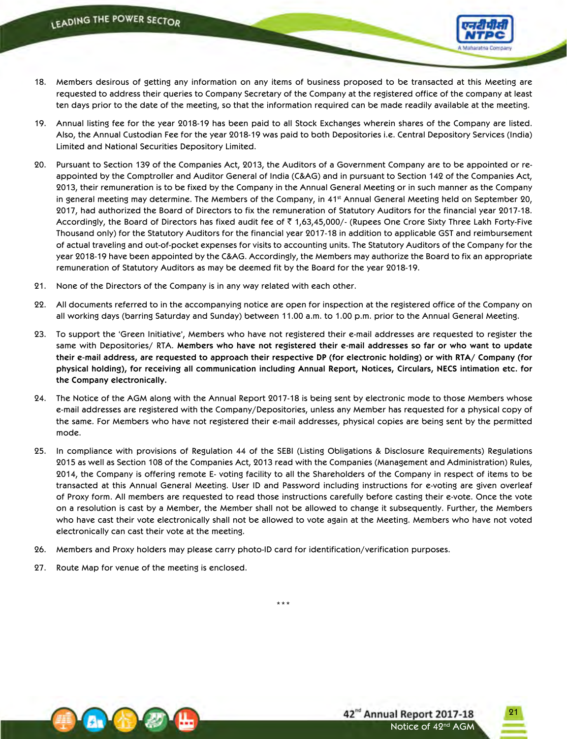18. Members desirous of getting any information on any items of business proposed to be transacted at this Meeting are requested to address their queries to Company Secretary of the Company at the registered office of the company at least ten days prior to the date of the meeting, so that the information required can be made readily available at the meeting.

19. Annual listing fee for the year 2018-19 has been paid to all Stock Exchanges wherein shares of the Company are listed. Also, the Annual Custodian Fee for the year 2018-19 was paid to both Depositories i.e. Central Depository Services (India) Limited and National Securities Depository Limited.

20. Pursuant to Section 139 of the Companies Act, 2013, the Auditors of a Government Company are to be appointed or re-appointed by the Comptroller and Auditor General of India (C&AG) and in pursuant to Section 142 of the Companies Act, 2013, their remuneration is to be fixed by the Company in the Annual General Meeting or in such manner as the Company in general meeting may determine. The Members of the Company, in 41st Annual General Meeting held on September 20, 2017, had authorized the Board of Directors to fix the remuneration of Statutory Auditors for the financial year 2017-18. Accordingly, the Board of Directors has fixed audit fee of ₹ 1,63,45,000/- (Rupees One Crore Sixty Three Lakh Forty-Five Thousand only) for the Statutory Auditors for the financial year 2017-18 in addition to applicable GST and reimbursement of actual traveling and out-of-pocket expenses for visits to accounting units. The Statutory Auditors of the Company for the year 2018-19 have been appointed by the C&AG. Accordingly, the Members may authorize the Board to fix an appropriate remuneration of Statutory Auditors as may be deemed fit by the Board for the year 2018-19.

21. None of the Directors of the Company is in any way related with each other.

22. All documents referred to in the accompanying notice are open for inspection at the registered office of the Company on all working days (barring Saturday and Sunday) between 11.00 a.m. to 1.00 p.m. prior to the Annual General Meeting.

23. To support the 'Green Initiative', Members who have not registered their e-mail addresses are requested to register the same with Depositories/ RTA. **Members who have not registered their e-mail addresses so far or who want to update their e-mail address, are requested to approach their respective DP (for electronic holding) or with RTA/ Company (for physical holding), for receiving all communication including Annual Report, Notices, Circulars, NECS intimation etc. for the Company electronically.**

24. The Notice of the AGM along with the Annual Report 2017-18 is being sent by electronic mode to those Members whose e-mail addresses are registered with the Company/Depositories, unless any Member has requested for a physical copy of the same. For Members who have not registered their e-mail addresses, physical copies are being sent by the permitted mode.

25. In compliance with provisions of Regulation 44 of the SEBI (Listing Obligations & Disclosure Requirements) Regulations 2015 as well as Section 108 of the Companies Act, 2013 read with the Companies (Management and Administration) Rules, 2014, the Company is offering remote E- voting facility to all the Shareholders of the Company in respect of items to be transacted at this Annual General Meeting. User ID and Password including instructions for e-voting are given overleaf of Proxy form. All members are requested to read those instructions carefully before casting their e-vote. Once the vote on a resolution is cast by a Member, the Member shall not be allowed to change it subsequently. Further, the Members who have cast their vote electronically shall not be allowed to vote again at the Meeting. Members who have not voted electronically can cast their vote at the meeting.

26. Members and Proxy holders may please carry photo-ID card for identification/verification purposes.

27. Route Map for venue of the meeting is enclosed.

\*\*\*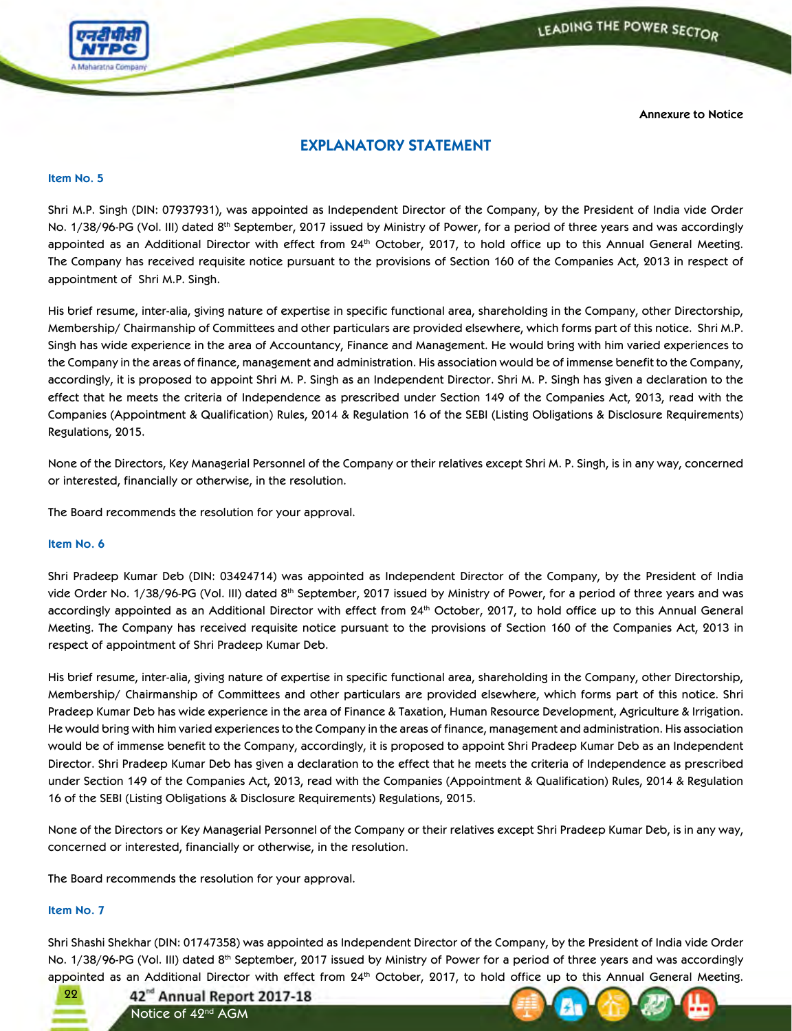Annexure to Notice

## EXPLANATORY STATEMENT

### Item No. 5

Shri M.P. Singh (DIN: 07937931), was appointed as Independent Director of the Company, by the President of India vide Order No. 1/38/96-PG (Vol. III) dated 8th September, 2017 issued by Ministry of Power, for a period of three years and was accordingly appointed as an Additional Director with effect from 24th October, 2017, to hold office up to this Annual General Meeting. The Company has received requisite notice pursuant to the provisions of Section 160 of the Companies Act, 2013 in respect of appointment of Shri M.P. Singh.

His brief resume, inter-alia, giving nature of expertise in specific functional area, shareholding in the Company, other Directorship, Membership/ Chairmanship of Committees and other particulars are provided elsewhere, which forms part of this notice. Shri M.P. Singh has wide experience in the area of Accountancy, Finance and Management. He would bring with him varied experiences to the Company in the areas of finance, management and administration. His association would be of immense benefit to the Company, accordingly, it is proposed to appoint Shri M. P. Singh as an Independent Director. Shri M. P. Singh has given a declaration to the effect that he meets the criteria of Independence as prescribed under Section 149 of the Companies Act, 2013, read with the Companies (Appointment & Qualification) Rules, 2014 & Regulation 16 of the SEBI (Listing Obligations & Disclosure Requirements) Regulations, 2015.

None of the Directors, Key Managerial Personnel of the Company or their relatives except Shri M. P. Singh, is in any way, concerned or interested, financially or otherwise, in the resolution.

The Board recommends the resolution for your approval.

### Item No. 6

Shri Pradeep Kumar Deb (DIN: 03424714) was appointed as Independent Director of the Company, by the President of India vide Order No. 1/38/96-PG (Vol. III) dated 8th September, 2017 issued by Ministry of Power, for a period of three years and was accordingly appointed as an Additional Director with effect from 24th October, 2017, to hold office up to this Annual General Meeting. The Company has received requisite notice pursuant to the provisions of Section 160 of the Companies Act, 2013 in respect of appointment of Shri Pradeep Kumar Deb.

His brief resume, inter-alia, giving nature of expertise in specific functional area, shareholding in the Company, other Directorship, Membership/ Chairmanship of Committees and other particulars are provided elsewhere, which forms part of this notice. Shri Pradeep Kumar Deb has wide experience in the area of Finance & Taxation, Human Resource Development, Agriculture & Irrigation. He would bring with him varied experiences to the Company in the areas of finance, management and administration. His association would be of immense benefit to the Company, accordingly, it is proposed to appoint Shri Pradeep Kumar Deb as an Independent Director. Shri Pradeep Kumar Deb has given a declaration to the effect that he meets the criteria of Independence as prescribed under Section 149 of the Companies Act, 2013, read with the Companies (Appointment & Qualification) Rules, 2014 & Regulation 16 of the SEBI (Listing Obligations & Disclosure Requirements) Regulations, 2015.

None of the Directors or Key Managerial Personnel of the Company or their relatives except Shri Pradeep Kumar Deb, is in any way, concerned or interested, financially or otherwise, in the resolution.

The Board recommends the resolution for your approval.

### Item No. 7

Shri Shashi Shekhar (DIN: 01747358) was appointed as Independent Director of the Company, by the President of India vide Order No. 1/38/96-PG (Vol. III) dated 8th September, 2017 issued by Ministry of Power for a period of three years and was accordingly appointed as an Additional Director with effect from 24th October, 2017, to hold office up to this Annual General Meeting.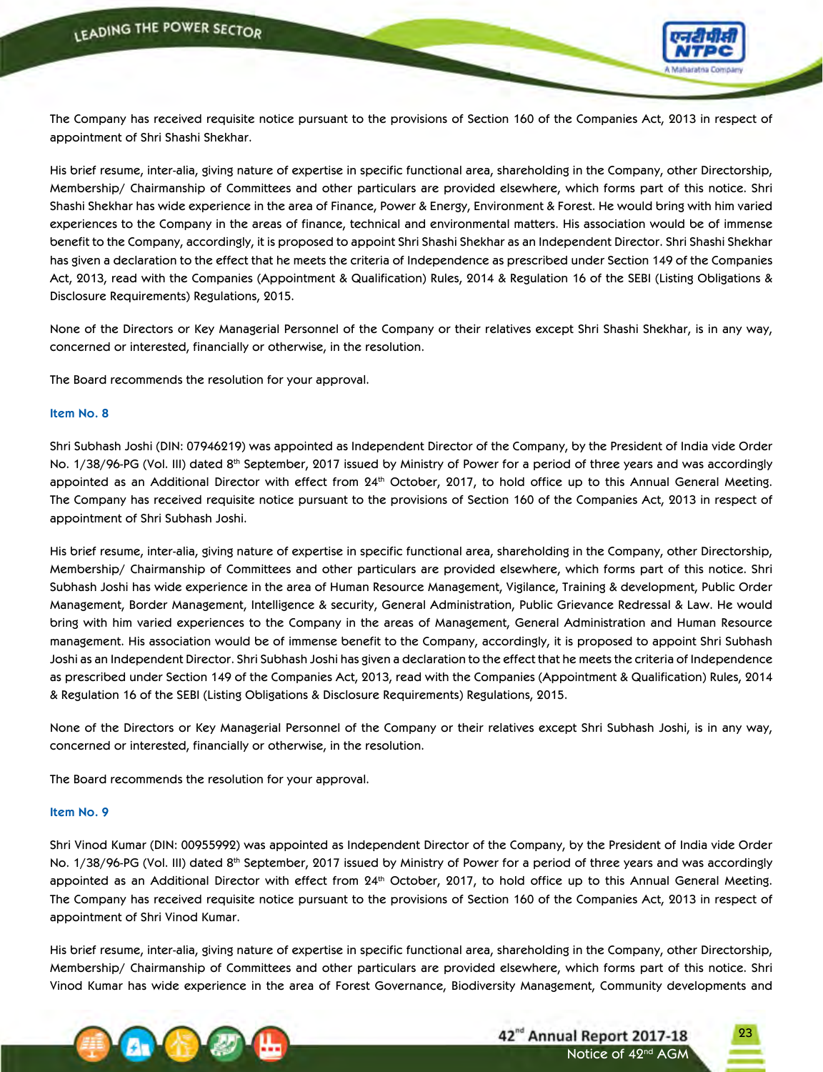The Company has received requisite notice pursuant to the provisions of Section 160 of the Companies Act, 2013 in respect of appointment of Shri Shashi Shekhar.

His brief resume, inter-alia, giving nature of expertise in specific functional area, shareholding in the Company, other Directorship, Membership/ Chairmanship of Committees and other particulars are provided elsewhere, which forms part of this notice. Shri Shashi Shekhar has wide experience in the area of Finance, Power & Energy, Environment & Forest. He would bring with him varied experiences to the Company in the areas of finance, technical and environmental matters. His association would be of immense benefit to the Company, accordingly, it is proposed to appoint Shri Shashi Shekhar as an Independent Director. Shri Shashi Shekhar has given a declaration to the effect that he meets the criteria of Independence as prescribed under Section 149 of the Companies Act, 2013, read with the Companies (Appointment & Qualification) Rules, 2014 & Regulation 16 of the SEBI (Listing Obligations & Disclosure Requirements) Regulations, 2015.

None of the Directors or Key Managerial Personnel of the Company or their relatives except Shri Shashi Shekhar, is in any way, concerned or interested, financially or otherwise, in the resolution.

The Board recommends the resolution for your approval.

### Item No. 8

Shri Subhash Joshi (DIN: 07946219) was appointed as Independent Director of the Company, by the President of India vide Order No. 1/38/96-PG (Vol. III) dated 8th September, 2017 issued by Ministry of Power for a period of three years and was accordingly appointed as an Additional Director with effect from 24th October, 2017, to hold office up to this Annual General Meeting. The Company has received requisite notice pursuant to the provisions of Section 160 of the Companies Act, 2013 in respect of appointment of Shri Subhash Joshi.

His brief resume, inter-alia, giving nature of expertise in specific functional area, shareholding in the Company, other Directorship, Membership/ Chairmanship of Committees and other particulars are provided elsewhere, which forms part of this notice. Shri Subhash Joshi has wide experience in the area of Human Resource Management, Vigilance, Training & development, Public Order Management, Border Management, Intelligence & security, General Administration, Public Grievance Redressal & Law. He would bring with him varied experiences to the Company in the areas of Management, General Administration and Human Resource management. His association would be of immense benefit to the Company, accordingly, it is proposed to appoint Shri Subhash Joshi as an Independent Director. Shri Subhash Joshi has given a declaration to the effect that he meets the criteria of Independence as prescribed under Section 149 of the Companies Act, 2013, read with the Companies (Appointment & Qualification) Rules, 2014 & Regulation 16 of the SEBI (Listing Obligations & Disclosure Requirements) Regulations, 2015.

None of the Directors or Key Managerial Personnel of the Company or their relatives except Shri Subhash Joshi, is in any way, concerned or interested, financially or otherwise, in the resolution.

The Board recommends the resolution for your approval.

### Item No. 9

Shri Vinod Kumar (DIN: 00955992) was appointed as Independent Director of the Company, by the President of India vide Order No. 1/38/96-PG (Vol. III) dated 8th September, 2017 issued by Ministry of Power for a period of three years and was accordingly appointed as an Additional Director with effect from 24th October, 2017, to hold office up to this Annual General Meeting. The Company has received requisite notice pursuant to the provisions of Section 160 of the Companies Act, 2013 in respect of appointment of Shri Vinod Kumar.

His brief resume, inter-alia, giving nature of expertise in specific functional area, shareholding in the Company, other Directorship, Membership/ Chairmanship of Committees and other particulars are provided elsewhere, which forms part of this notice. Shri Vinod Kumar has wide experience in the area of Forest Governance, Biodiversity Management, Community developments and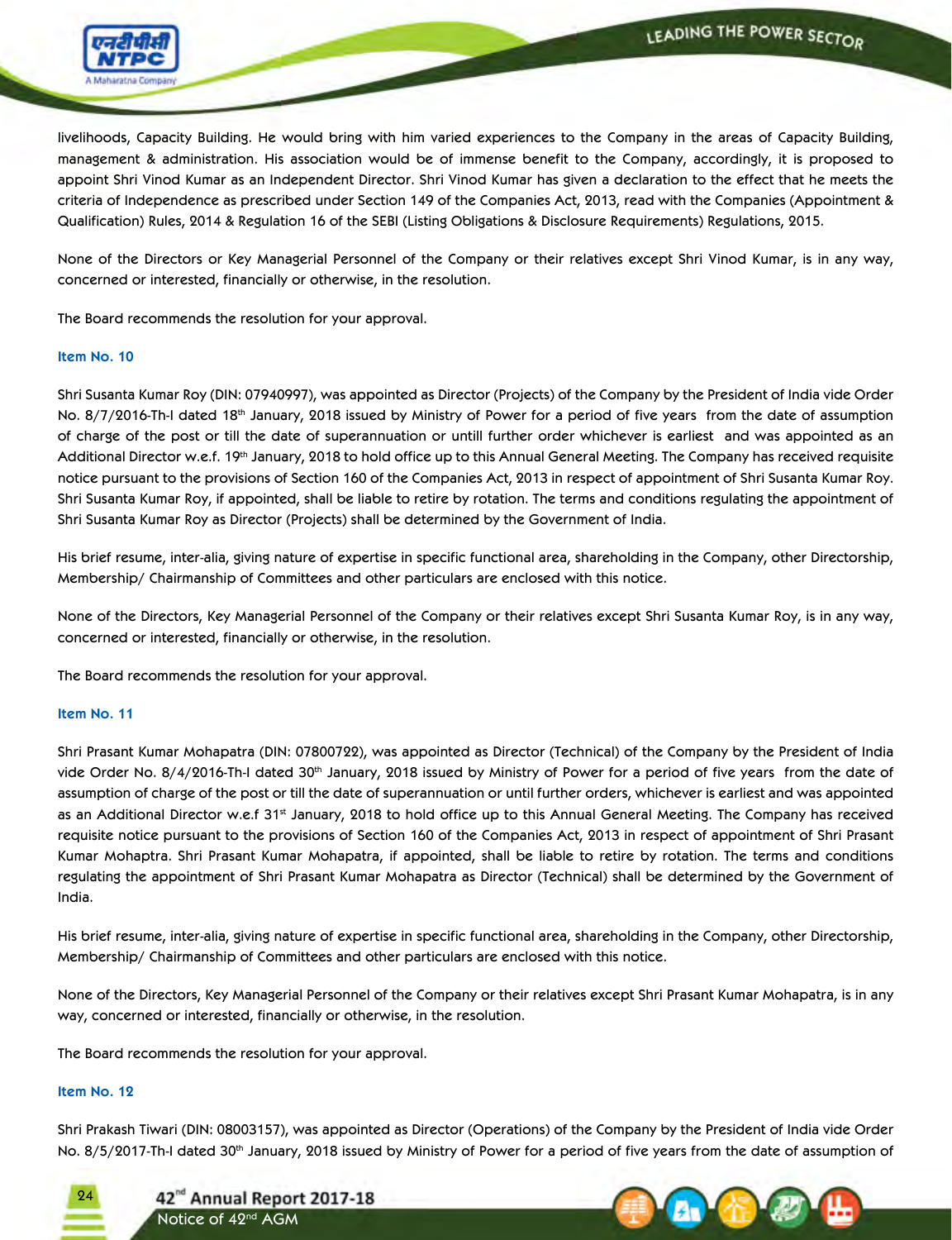livelihoods, Capacity Building. He would bring with him varied experiences to the Company in the areas of Capacity Building, management & administration. His association would be of immense benefit to the Company, accordingly, it is proposed to appoint Shri Vinod Kumar as an Independent Director. Shri Vinod Kumar has given a declaration to the effect that he meets the criteria of Independence as prescribed under Section 149 of the Companies Act, 2013, read with the Companies (Appointment & Qualification) Rules, 2014 & Regulation 16 of the SEBI (Listing Obligations & Disclosure Requirements) Regulations, 2015.

None of the Directors or Key Managerial Personnel of the Company or their relatives except Shri Vinod Kumar, is in any way, concerned or interested, financially or otherwise, in the resolution.

The Board recommends the resolution for your approval.

### Item No. 10

Shri Susanta Kumar Roy (DIN: 07940997), was appointed as Director (Projects) of the Company by the President of India vide Order No. 8/7/2016-Th-I dated 18th January, 2018 issued by Ministry of Power for a period of five years from the date of assumption of charge of the post or till the date of superannuation or untill further order whichever is earliest and was appointed as an Additional Director w.e.f. 19th January, 2018 to hold office up to this Annual General Meeting. The Company has received requisite notice pursuant to the provisions of Section 160 of the Companies Act, 2013 in respect of appointment of Shri Susanta Kumar Roy. Shri Susanta Kumar Roy, if appointed, shall be liable to retire by rotation. The terms and conditions regulating the appointment of Shri Susanta Kumar Roy as Director (Projects) shall be determined by the Government of India.

His brief resume, inter-alia, giving nature of expertise in specific functional area, shareholding in the Company, other Directorship, Membership/ Chairmanship of Committees and other particulars are enclosed with this notice.

None of the Directors, Key Managerial Personnel of the Company or their relatives except Shri Susanta Kumar Roy, is in any way, concerned or interested, financially or otherwise, in the resolution.

The Board recommends the resolution for your approval.

### Item No. 11

Shri Prasant Kumar Mohapatra (DIN: 07800722), was appointed as Director (Technical) of the Company by the President of India vide Order No. 8/4/2016-Th-I dated 30th January, 2018 issued by Ministry of Power for a period of five years from the date of assumption of charge of the post or till the date of superannuation or until further orders, whichever is earliest and was appointed as an Additional Director w.e.f 31st January, 2018 to hold office up to this Annual General Meeting. The Company has received requisite notice pursuant to the provisions of Section 160 of the Companies Act, 2013 in respect of appointment of Shri Prasant Kumar Mohaptra. Shri Prasant Kumar Mohapatra, if appointed, shall be liable to retire by rotation. The terms and conditions regulating the appointment of Shri Prasant Kumar Mohapatra as Director (Technical) shall be determined by the Government of India.

His brief resume, inter-alia, giving nature of expertise in specific functional area, shareholding in the Company, other Directorship, Membership/ Chairmanship of Committees and other particulars are enclosed with this notice.

None of the Directors, Key Managerial Personnel of the Company or their relatives except Shri Prasant Kumar Mohapatra, is in any way, concerned or interested, financially or otherwise, in the resolution.

The Board recommends the resolution for your approval.

### Item No. 12

Shri Prakash Tiwari (DIN: 08003157), was appointed as Director (Operations) of the Company by the President of India vide Order No. 8/5/2017-Th-I dated 30th January, 2018 issued by Ministry of Power for a period of five years from the date of assumption of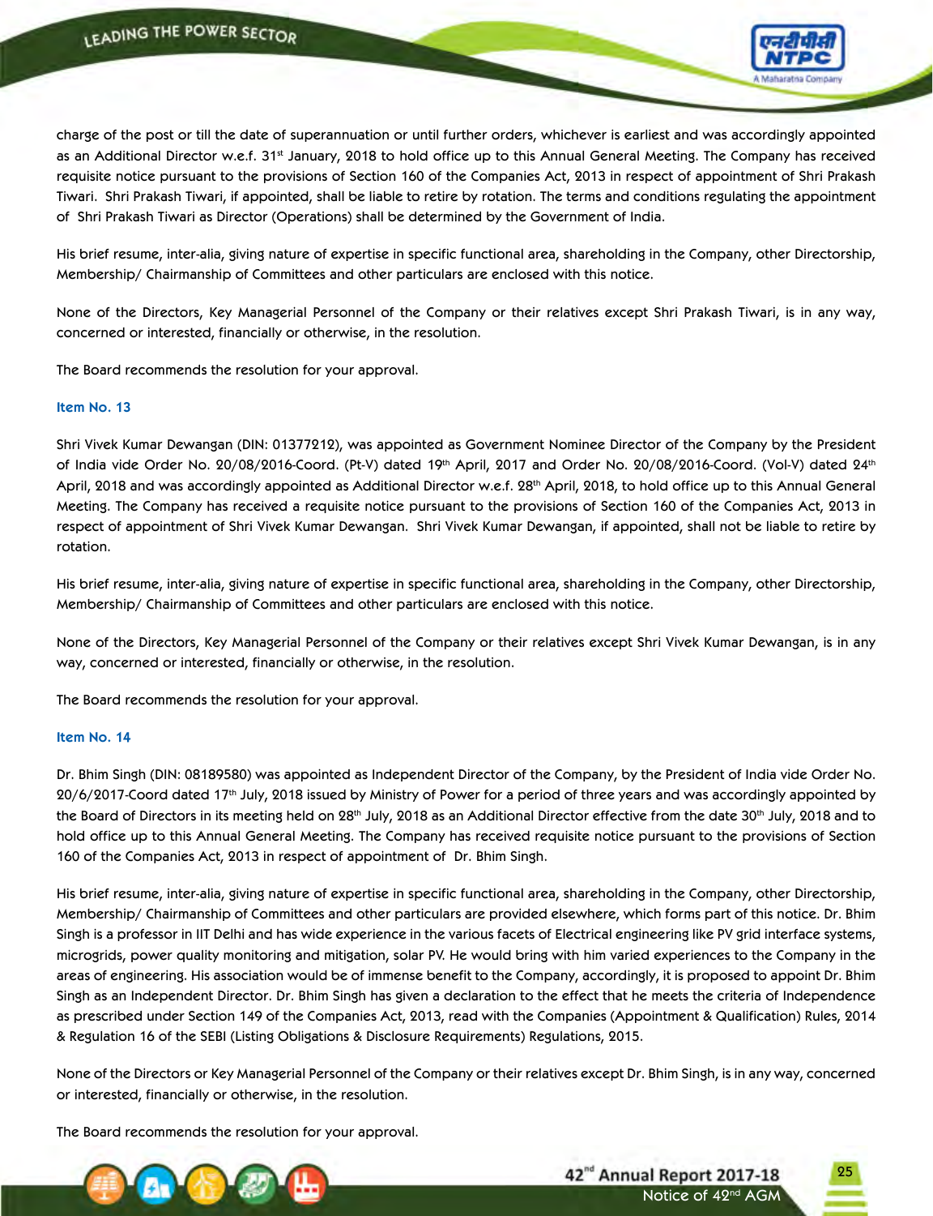charge of the post or till the date of superannuation or until further orders, whichever is earliest and was accordingly appointed as an Additional Director w.e.f. 31st January, 2018 to hold office up to this Annual General Meeting. The Company has received requisite notice pursuant to the provisions of Section 160 of the Companies Act, 2013 in respect of appointment of Shri Prakash Tiwari. Shri Prakash Tiwari, if appointed, shall be liable to retire by rotation. The terms and conditions regulating the appointment of Shri Prakash Tiwari as Director (Operations) shall be determined by the Government of India.

His brief resume, inter-alia, giving nature of expertise in specific functional area, shareholding in the Company, other Directorship, Membership/ Chairmanship of Committees and other particulars are enclosed with this notice.

None of the Directors, Key Managerial Personnel of the Company or their relatives except Shri Prakash Tiwari, is in any way, concerned or interested, financially or otherwise, in the resolution.

The Board recommends the resolution for your approval.

### Item No. 13

Shri Vivek Kumar Dewangan (DIN: 01377212), was appointed as Government Nominee Director of the Company by the President of India vide Order No. 20/08/2016-Coord. (Pt-V) dated 19th April, 2017 and Order No. 20/08/2016-Coord. (Vol-V) dated 24th April, 2018 and was accordingly appointed as Additional Director w.e.f. 28th April, 2018, to hold office up to this Annual General Meeting. The Company has received a requisite notice pursuant to the provisions of Section 160 of the Companies Act, 2013 in respect of appointment of Shri Vivek Kumar Dewangan. Shri Vivek Kumar Dewangan, if appointed, shall not be liable to retire by rotation.

His brief resume, inter-alia, giving nature of expertise in specific functional area, shareholding in the Company, other Directorship, Membership/ Chairmanship of Committees and other particulars are enclosed with this notice.

None of the Directors, Key Managerial Personnel of the Company or their relatives except Shri Vivek Kumar Dewangan, is in any way, concerned or interested, financially or otherwise, in the resolution.

The Board recommends the resolution for your approval.

### Item No. 14

Dr. Bhim Singh (DIN: 08189580) was appointed as Independent Director of the Company, by the President of India vide Order No. 20/6/2017-Coord dated 17th July, 2018 issued by Ministry of Power for a period of three years and was accordingly appointed by the Board of Directors in its meeting held on 28th July, 2018 as an Additional Director effective from the date 30th July, 2018 and to hold office up to this Annual General Meeting. The Company has received requisite notice pursuant to the provisions of Section 160 of the Companies Act, 2013 in respect of appointment of Dr. Bhim Singh.

His brief resume, inter-alia, giving nature of expertise in specific functional area, shareholding in the Company, other Directorship, Membership/ Chairmanship of Committees and other particulars are provided elsewhere, which forms part of this notice. Dr. Bhim Singh is a professor in IIT Delhi and has wide experience in the various facets of Electrical engineering like PV grid interface systems, microgrids, power quality monitoring and mitigation, solar PV. He would bring with him varied experiences to the Company in the areas of engineering. His association would be of immense benefit to the Company, accordingly, it is proposed to appoint Dr. Bhim Singh as an Independent Director. Dr. Bhim Singh has given a declaration to the effect that he meets the criteria of Independence as prescribed under Section 149 of the Companies Act, 2013, read with the Companies (Appointment & Qualification) Rules, 2014 & Regulation 16 of the SEBI (Listing Obligations & Disclosure Requirements) Regulations, 2015.

None of the Directors or Key Managerial Personnel of the Company or their relatives except Dr. Bhim Singh, is in any way, concerned or interested, financially or otherwise, in the resolution.

The Board recommends the resolution for your approval.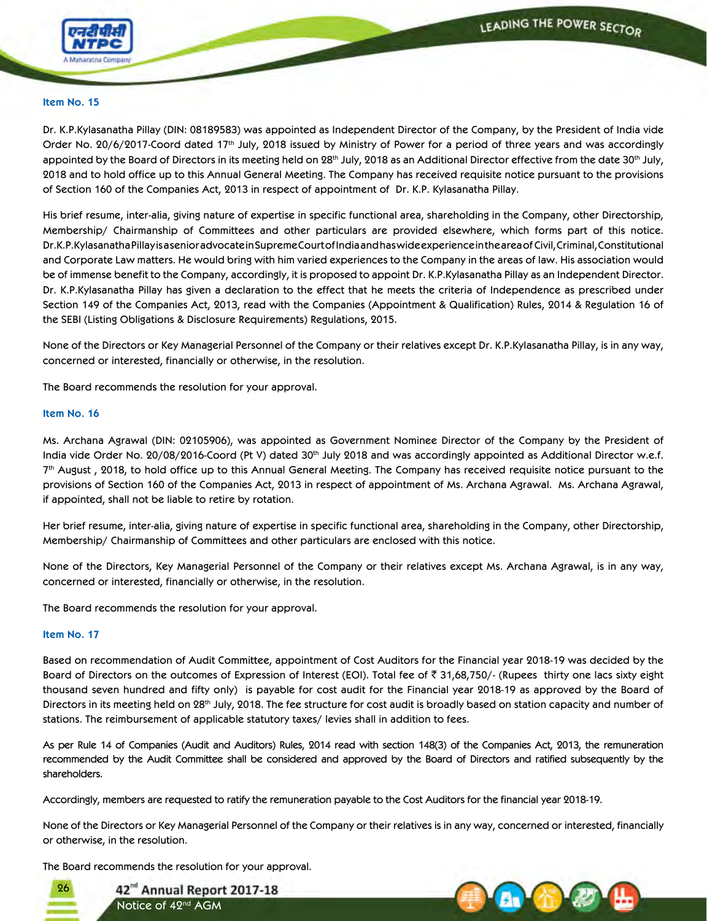### Item No. 15

Dr. K.P.Kylasanatha Pillay (DIN: 08189583) was appointed as Independent Director of the Company, by the President of India vide Order No. 20/6/2017-Coord dated 17th July, 2018 issued by Ministry of Power for a period of three years and was accordingly appointed by the Board of Directors in its meeting held on 28th July, 2018 as an Additional Director effective from the date 30th July, 2018 and to hold office up to this Annual General Meeting. The Company has received requisite notice pursuant to the provisions of Section 160 of the Companies Act, 2013 in respect of appointment of Dr. K.P. Kylasanatha Pillay.

His brief resume, inter-alia, giving nature of expertise in specific functional area, shareholding in the Company, other Directorship, Membership/ Chairmanship of Committees and other particulars are provided elsewhere, which forms part of this notice. Dr.K.P.Kylasanatha Pillay is a senior advocate in Supreme Court of India and has wide experience in the area of Civil, Criminal, Constitutional and Corporate Law matters. He would bring with him varied experiences to the Company in the areas of law. His association would be of immense benefit to the Company, accordingly, it is proposed to appoint Dr. K.P.Kylasanatha Pillay as an Independent Director. Dr. K.P.Kylasanatha Pillay has given a declaration to the effect that he meets the criteria of Independence as prescribed under Section 149 of the Companies Act, 2013, read with the Companies (Appointment & Qualification) Rules, 2014 & Regulation 16 of the SEBI (Listing Obligations & Disclosure Requirements) Regulations, 2015.

None of the Directors or Key Managerial Personnel of the Company or their relatives except Dr. K.P.Kylasanatha Pillay, is in any way, concerned or interested, financially or otherwise, in the resolution.

The Board recommends the resolution for your approval.

### Item No. 16

Ms. Archana Agrawal (DIN: 02105906), was appointed as Government Nominee Director of the Company by the President of India vide Order No. 20/08/2016-Coord (Pt V) dated 30th July 2018 and was accordingly appointed as Additional Director w.e.f. 7th August , 2018, to hold office up to this Annual General Meeting. The Company has received requisite notice pursuant to the provisions of Section 160 of the Companies Act, 2013 in respect of appointment of Ms. Archana Agrawal. Ms. Archana Agrawal, if appointed, shall not be liable to retire by rotation.

Her brief resume, inter-alia, giving nature of expertise in specific functional area, shareholding in the Company, other Directorship, Membership/ Chairmanship of Committees and other particulars are enclosed with this notice.

None of the Directors, Key Managerial Personnel of the Company or their relatives except Ms. Archana Agrawal, is in any way, concerned or interested, financially or otherwise, in the resolution.

The Board recommends the resolution for your approval.

### Item No. 17

Based on recommendation of Audit Committee, appointment of Cost Auditors for the Financial year 2018-19 was decided by the Board of Directors on the outcomes of Expression of Interest (EOI). Total fee of ₹ 31,68,750/- (Rupees thirty one lacs sixty eight thousand seven hundred and fifty only) is payable for cost audit for the Financial year 2018-19 as approved by the Board of Directors in its meeting held on 28th July, 2018. The fee structure for cost audit is broadly based on station capacity and number of stations. The reimbursement of applicable statutory taxes/ levies shall in addition to fees.

As per Rule 14 of Companies (Audit and Auditors) Rules, 2014 read with section 148(3) of the Companies Act, 2013, the remuneration recommended by the Audit Committee shall be considered and approved by the Board of Directors and ratified subsequently by the shareholders.

Accordingly, members are requested to ratify the remuneration payable to the Cost Auditors for the financial year 2018-19.

None of the Directors or Key Managerial Personnel of the Company or their relatives is in any way, concerned or interested, financially or otherwise, in the resolution.

The Board recommends the resolution for your approval.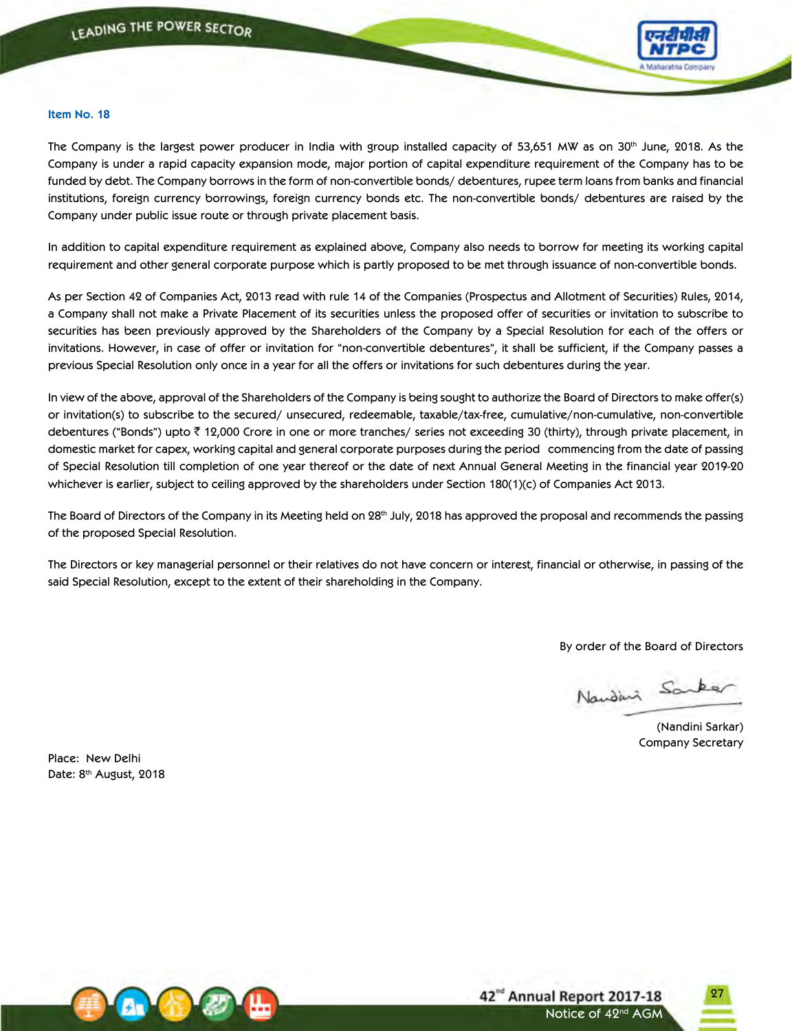### Item No. 18

The Company is the largest power producer in India with group installed capacity of 53,651 MW as on 30th June, 2018. As the Company is under a rapid capacity expansion mode, major portion of capital expenditure requirement of the Company has to be funded by debt. The Company borrows in the form of non-convertible bonds/ debentures, rupee term loans from banks and financial institutions, foreign currency borrowings, foreign currency bonds etc. The non-convertible bonds/ debentures are raised by the Company under public issue route or through private placement basis.

In addition to capital expenditure requirement as explained above, Company also needs to borrow for meeting its working capital requirement and other general corporate purpose which is partly proposed to be met through issuance of non-convertible bonds.

As per Section 42 of Companies Act, 2013 read with rule 14 of the Companies (Prospectus and Allotment of Securities) Rules, 2014, a Company shall not make a Private Placement of its securities unless the proposed offer of securities or invitation to subscribe to securities has been previously approved by the Shareholders of the Company by a Special Resolution for each of the offers or invitations. However, in case of offer or invitation for "non-convertible debentures", it shall be sufficient, if the Company passes a previous Special Resolution only once in a year for all the offers or invitations for such debentures during the year.

In view of the above, approval of the Shareholders of the Company is being sought to authorize the Board of Directors to make offer(s) or invitation(s) to subscribe to the secured/ unsecured, redeemable, taxable/tax-free, cumulative/non-cumulative, non-convertible debentures ("Bonds") upto ₹ 12,000 Crore in one or more tranches/ series not exceeding 30 (thirty), through private placement, in domestic market for capex, working capital and general corporate purposes during the period commencing from the date of passing of Special Resolution till completion of one year thereof or the date of next Annual General Meeting in the financial year 2019-20 whichever is earlier, subject to ceiling approved by the shareholders under Section 180(1)(c) of Companies Act 2013.

The Board of Directors of the Company in its Meeting held on 28th July, 2018 has approved the proposal and recommends the passing of the proposed Special Resolution.

The Directors or key managerial personnel or their relatives do not have concern or interest, financial or otherwise, in passing of the said Special Resolution, except to the extent of their shareholding in the Company.

By order of the Board of Directors

(Nandini Sarkar)
Company Secretary

Place: New Delhi
Date: 8th August, 2018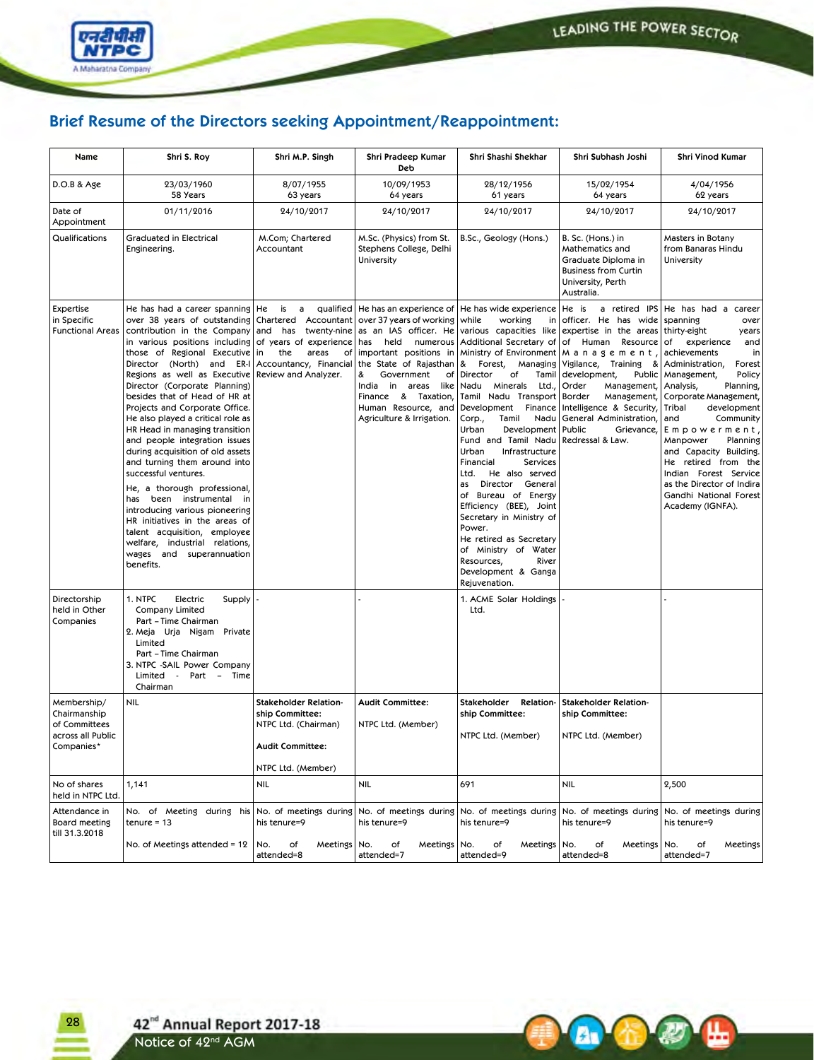## Brief Resume of the Directors seeking Appointment/Reappointment:

| Name | Shri S. Roy | Shri M.P. Singh | Shri Pradeep Kumar Deb | Shri Shashi Shekhar | Shri Subhash Joshi | Shri Vinod Kumar |
|---|---|---|---|---|---|---|
| D.O.B & Age | 23/03/1960<br>58 Years | 8/07/1955<br>63 years | 10/09/1953<br>64 years | 28/12/1956<br>61 years | 15/02/1954<br>64 years | 4/04/1956<br>62 years |
| Date of Appointment | 01/11/2016 | 24/10/2017 | 24/10/2017 | 24/10/2017 | 24/10/2017 | 24/10/2017 |
| Qualifications | Graduated in Electrical Engineering. | M.Com; Chartered Accountant | M.Sc. (Physics) from St. Stephens College, Delhi University | B.Sc., Geology (Hons.) | B. Sc. (Hons.) in Mathematics and Graduate Diploma in Business from Curtin University, Perth Australia. | Masters in Botany from Banaras Hindu University |
| Expertise in Specific Functional Areas | He has had a career spanning over 38 years of outstanding contribution in the Company in various positions including those of Regional Executive Director (North) and ER-I Regions as well as Executive Director (Corporate Planning) besides that of Head of HR at Projects and Corporate Office. He also played a critical role as HR Head in managing transition and people integration issues during acquisition of old assets and turning them around into successful ventures.<br><br>He, a thorough professional, has been instrumental in introducing various pioneering HR initiatives in the areas of talent acquisition, employee welfare, industrial relations, wages and superannuation benefits. | He is a qualified Chartered Accountant and has twenty-nine of years of experience in the areas of Accountancy, Financial Review and Analyzer. | He has an experience of over 37 years of working as an IAS officer. He has held numerous important positions in the State of Rajasthan & Government of India in areas like Finance & Taxation, Human Resource, and Agriculture & Irrigation. | He has wide experience while working in various capacities like Additional Secretary of Ministry of Environment & Forest, Managing Director of Tamil Nadu Minerals Ltd., Tamil Nadu Transport Development Finance Corp., Tamil Nadu Urban Development Fund and Tamil Nadu Urban Infrastructure Financial Services Ltd. He also served as Director General of Bureau of Energy Efficiency (BEE), Joint Secretary in Ministry of Power.<br>He retired as Secretary of Ministry of Water Resources, River Development & Ganga Rejuvenation. | He is a retired IPS officer. He has wide expertise in the areas of Human Resource Management, Vigilance, Training & development, Public Order Management, Border Management, Intelligence & Security, General Administration, Public Grievance, Redressal & Law. | He has had a career spanning over thirty-eight years of experience and achievements in Administration, Forest Management, Policy Analysis, Planning, Corporate Management, Tribal development and Community Empowerment, Manpower Planning and Capacity Building. He retired from the Indian Forest Service as the Director of Indira Gandhi National Forest Academy (IGNFA). |
| Directorship held in Other Companies | 1. NTPC Electric Supply Company Limited Part – Time Chairman<br>2. Meja Urja Nigam Private Limited Part – Time Chairman<br>3. NTPC -SAIL Power Company Limited - Part – Time Chairman | - | - | 1. ACME Solar Holdings Ltd. | - | - |
| Membership/ Chairmanship of Committees across all Public Companies* | NIL | **Stakeholder Relationship Committee:**<br>NTPC Ltd. (Chairman)<br><br>**Audit Committee:**<br>NTPC Ltd. (Member) | **Audit Committee:**<br>NTPC Ltd. (Member) | **Stakeholder Relationship Committee:**<br>NTPC Ltd. (Member) | **Stakeholder Relationship Committee:**<br>NTPC Ltd. (Member) | |
| No of shares held in NTPC Ltd. | 1,141 | NIL | NIL | 691 | NIL | 2,500 |
| Attendance in Board meeting till 31.3.2018 | No. of Meeting during his tenure = 13<br><br>No. of Meetings attended = 12 | No. of meetings during his tenure=9<br><br>No. of Meetings attended=8 | No. of meetings during his tenure=9<br><br>No. of Meetings attended=7 | No. of meetings during his tenure=9<br><br>No. of Meetings attended=9 | No. of meetings during his tenure=9<br><br>No. of Meetings attended=8 | No. of meetings during his tenure=9<br><br>No. of Meetings attended=7 |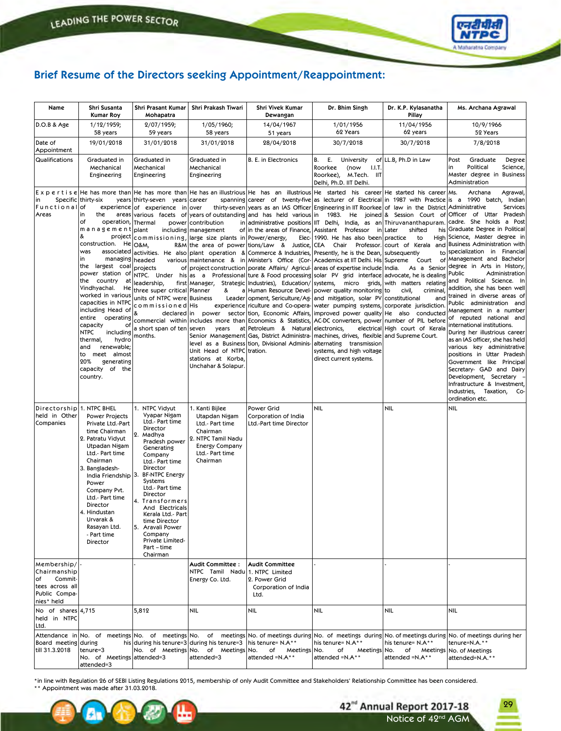## Brief Resume of the Directors seeking Appointment/Reappointment:

| Name | Shri Susanta Kumar Roy | Shri Prasant Kumar Mohapatra | Shri Prakash Tiwari | Shri Vivek Kumar Dewangan | Dr. Bhim Singh | Dr. K.P. Kylasanatha Pillay | Ms. Archana Agrawal |
|---|---|---|---|---|---|---|---|
| D.O.B & Age | 1/12/1959; 58 years | 2/07/1959; 59 years | 1/05/1960; 58 years | 14/04/1967 51 years | 1/01/1956 62 Years | 11/04/1956 62 years | 10/9/1966 52 Years |
| Date of Appointment | 19/01/2018 | 31/01/2018 | 31/01/2018 | 28/04/2018 | 30/7/2018 | 30/7/2018 | 7/8/2018 |
| Qualifications | Graduated in Mechanical Engineering | Graduated in Mechanical Engineering | Graduated in Mechanical Engineering | B. E. in Electronics | B. E. University of Roorkee (now I.I.T. Roorkee), M.Tech. IIT Delhi, Ph.D. IIT Delhi. | LL.B, Ph.D in Law | Post Graduate Degree in Political Science, Master degree in Business Administration |
| Expertise in Specific Functional Areas | He has more than thirty-six years of experience in the areas of operation, management & project construction. He was associated in managing the largest coal power station of the country at Vindhyachal. He worked in various capacities in NTPC including Head of entire operating capacity of NTPC including thermal, hydro and renewable; to meet almost 20% generating capacity of the country. | He has more than thirty-seven years of experience in various facets of Thermal power plant including commissioning, O&M, R&M activities. He also headed various projects of NTPC. Under his leadership, first three super critical units of NTPC were commissioned & declared commercial within a short span of ten months. | He has an illustrious career spanning over thirty-seven years of outstanding contribution in management of large size plants in the area of power plant operation & maintenance & in project construction as a Professional Planner & Business Leader His experience in power sector includes more than seven years at Senior Management level as a Business Unit Head of NTPC stations at Korba, Unchahar & Solapur. | He has an illustrious career of twenty-five years as an IAS Officer and has held various administrative positions in the areas of Finance, Power/energy, Elections/Law & Justice, Commerce & Industries, Minister's Office (Corporate Affairs/ Agriculture & Food processing Industries), Education/ Human Resource Development, Sericulture/Agriculture and Co-operation, Economic Affairs, Economics & Statistics, Petroleum & Natural Gas, District Administration, Divisional Administration. | He started his career as lecturer of Electrical Engineering in IIT Roorkee in 1983. He joined IIT Delhi, India, as an Assistant Professor in 1990. He has also been CEA Chair Professor. Presently, he is the Dean, Academics at IIT Delhi. His areas of expertise include solar PV grid interface systems, micro grids, power quality monitoring and mitigation, solar PV water pumping systems, improved power quality AC-DC converters, power electronics, electrical machines, drives, flexible alternating transmission systems, and high voltage direct current systems. | He started his career in 1987 with Practice of law in the District & Session Court of Thiruvananthapuram. Later shifted his practice to High court of Kerala and subsequently to Supreme Court of India. As a Senior advocate, he is dealing with matters relating to civil, criminal, constitutional and corporate jurisdiction. He also conducted number of PIL before High court of Kerala and Supreme Court. | Ms. Archana Agrawal, is a 1990 batch, Indian Administrative Services Officer of Uttar Pradesh cadre. She holds a Post Graduate Degree in Political Science, Master degree in Business Administration with Management and Bachelor degree in Arts in History, Public Administration and Political Science. In addition, she has been well trained in diverse areas of specialization in Financial Management in a number of reputed national and international institutions. During her illustrious career as an IAS officer, she has held various key administrative positions in Uttar Pradesh Government like Principal Secretary- GAD and Dairy Development, Secretary – Infrastructure & Investment, Industries, Taxation, Co-ordination etc. |
| Directorship held in Other Companies | 1. NTPC BHEL Power Projects Private Ltd.-Part time Chairman<br>2. Patratu Vidyut Utpadan Nigam Ltd.- Part time Chairman<br>3. Bangladesh-India Friendship Power Company Pvt. Ltd.- Part time Director<br>4. Hindustan Urvarak & Rasayan Ltd. - Part time Director | 1. NTPC Vidyut Vyapar Nigam Ltd.- Part time Director<br>2. Madhya Pradesh power Generating Company Ltd.- Part time Director<br>3. BF-NTPC Energy Systems Ltd.- Part time Director<br>4. Transformers And Electricals Kerala Ltd.- Part time Director<br>5. Aravali Power Company Private Limited- Part – time Chairman | 1. Kanti Bijlee Utpadan Nigam Ltd.- Part time Chairman<br>2. NTPC Tamil Nadu Energy Company Ltd.- Part time Chairman | Power Grid Corporation of India Ltd.-Part time Director | NIL | NIL | NIL |
| Membership/ Chairmanship of Committees across all Public Companies* held | - | - | **Audit Committee :** NTPC Tamil Nadu Energy Co. Ltd. | **Audit Committee**<br>1. NTPC Limited<br>2. Power Grid Corporation of India Ltd. | - | - | - |
| No of shares held in NTPC Ltd. | 4,715 | 5,812 | NIL | NIL | NIL | NIL | NIL |
| Attendance in Board meeting till 31.3.2018 | No. of meetings during tenure=3<br>No. of Meetings attended=3 | No. of meetings during his tenure=3<br>No. of Meetings attended=3 | No. of meetings during his tenure=3<br>No. of Meetings attended=3 | No. of meetings during his tenure= N.A**<br>No. of Meetings attended =N.A** | No. of meetings during his tenure= N.A**<br>No. of Meetings attended =N.A** | No. of meetings during his tenure= N.A**<br>No. of Meetings attended =N.A** | No. of meetings during her tenure=N.A.**<br>No. of Meetings attended=N.A.** |

*in line with Regulation 26 of SEBI Listing Regulations 2015, membership of only Audit Committee and Stakeholders' Relationship Committee has been considered.
** Appointment was made after 31.03.2018.